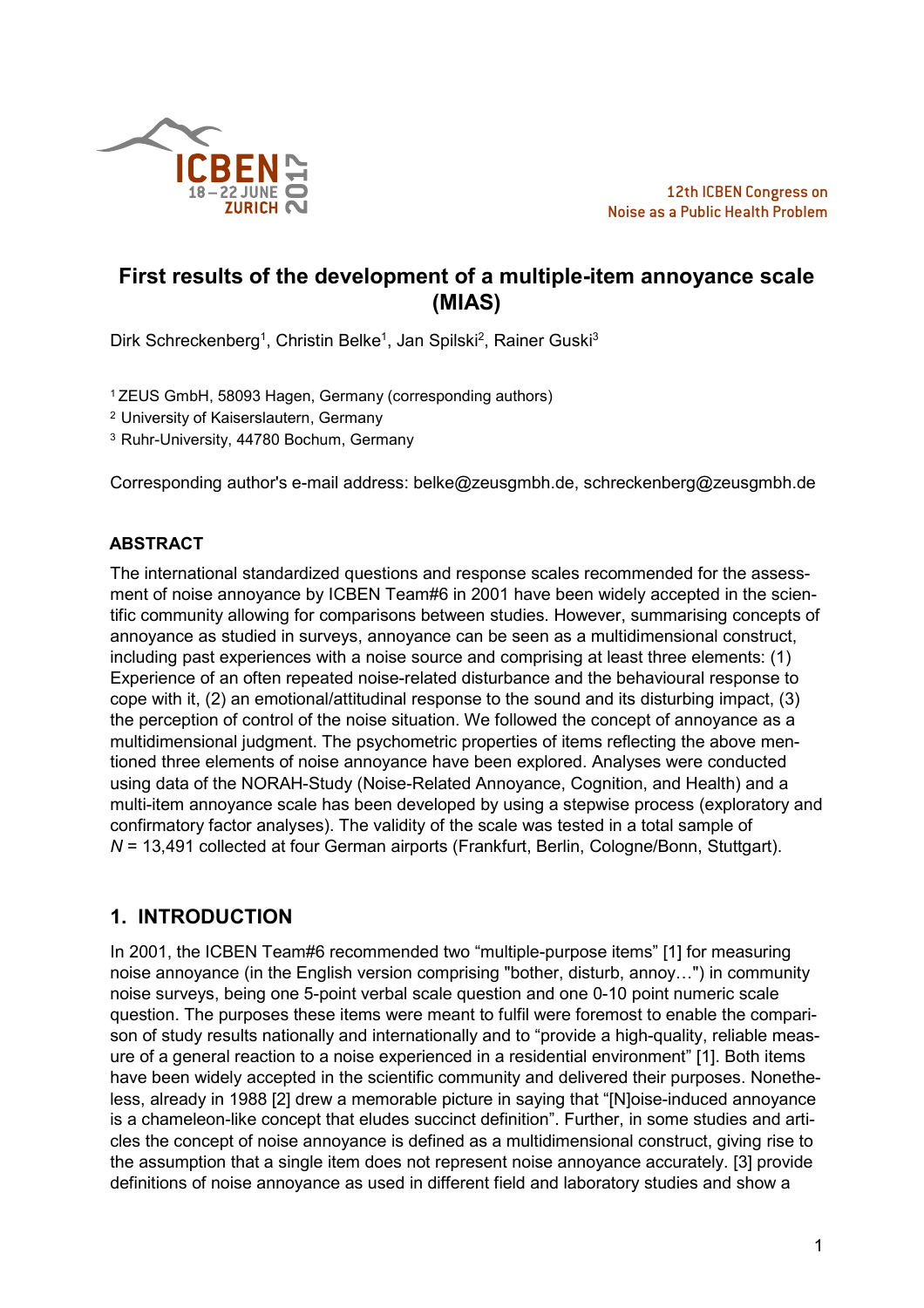# First results of the development of a multiple-item annoyance scale (MIAS)

Dirk Schreckenberg[1], Christin Belke[1], Jan Spilski[2], Rainer Guski[3]

[1] ZEUS GmbH, 58093 Hagen, Germany (corresponding authors)
[2] University of Kaiserslautern, Germany
[3] Ruhr-University, 44780 Bochum, Germany

Corresponding author's e-mail address: belke@zeusgmbh.de, schreckenberg@zeusgmbh.de

## ABSTRACT

The international standardized questions and response scales recommended for the assessment of noise annoyance by ICBEN Team#6 in 2001 have been widely accepted in the scientific community allowing for comparisons between studies. However, summarising concepts of annoyance as studied in surveys, annoyance can be seen as a multidimensional construct, including past experiences with a noise source and comprising at least three elements: (1) Experience of an often repeated noise-related disturbance and the behavioural response to cope with it, (2) an emotional/attitudinal response to the sound and its disturbing impact, (3) the perception of control of the noise situation. We followed the concept of annoyance as a multidimensional judgment. The psychometric properties of items reflecting the above mentioned three elements of noise annoyance have been explored. Analyses were conducted using data of the NORAH-Study (Noise-Related Annoyance, Cognition, and Health) and a multi-item annoyance scale has been developed by using a stepwise process (exploratory and confirmatory factor analyses). The validity of the scale was tested in a total sample of *N* = 13,491 collected at four German airports (Frankfurt, Berlin, Cologne/Bonn, Stuttgart).

## 1. INTRODUCTION

In 2001, the ICBEN Team#6 recommended two "multiple-purpose items" [1] for measuring noise annoyance (in the English version comprising "bother, disturb, annoy…") in community noise surveys, being one 5-point verbal scale question and one 0-10 point numeric scale question. The purposes these items were meant to fulfil were foremost to enable the comparison of study results nationally and internationally and to "provide a high-quality, reliable measure of a general reaction to a noise experienced in a residential environment" [1]. Both items have been widely accepted in the scientific community and delivered their purposes. Nonetheless, already in 1988 [2] drew a memorable picture in saying that "[N]oise-induced annoyance is a chameleon-like concept that eludes succinct definition". Further, in some studies and articles the concept of noise annoyance is defined as a multidimensional construct, giving rise to the assumption that a single item does not represent noise annoyance accurately. [3] provide definitions of noise annoyance as used in different field and laboratory studies and show a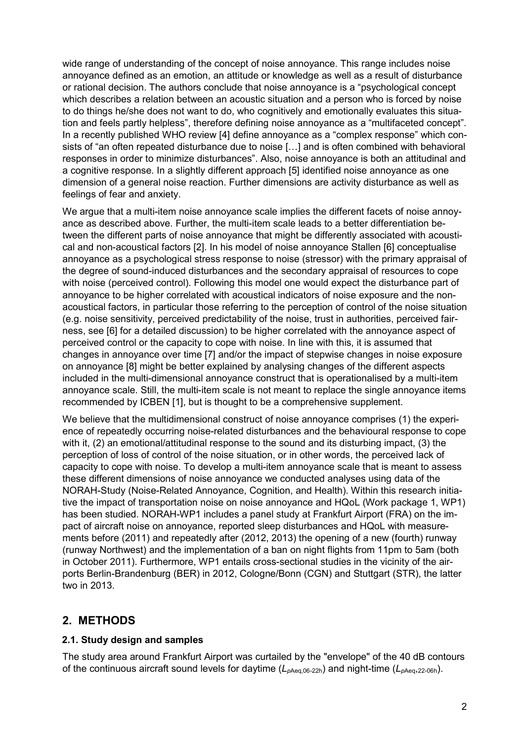wide range of understanding of the concept of noise annoyance. This range includes noise annoyance defined as an emotion, an attitude or knowledge as well as a result of disturbance or rational decision. The authors conclude that noise annoyance is a "psychological concept which describes a relation between an acoustic situation and a person who is forced by noise to do things he/she does not want to do, who cognitively and emotionally evaluates this situation and feels partly helpless", therefore defining noise annoyance as a "multifaceted concept". In a recently published WHO review [4] define annoyance as a "complex response" which consists of "an often repeated disturbance due to noise […] and is often combined with behavioral responses in order to minimize disturbances". Also, noise annoyance is both an attitudinal and a cognitive response. In a slightly different approach [5] identified noise annoyance as one dimension of a general noise reaction. Further dimensions are activity disturbance as well as feelings of fear and anxiety.

We argue that a multi-item noise annoyance scale implies the different facets of noise annoyance as described above. Further, the multi-item scale leads to a better differentiation between the different parts of noise annoyance that might be differently associated with acoustical and non-acoustical factors [2]. In his model of noise annoyance Stallen [6] conceptualise annoyance as a psychological stress response to noise (stressor) with the primary appraisal of the degree of sound-induced disturbances and the secondary appraisal of resources to cope with noise (perceived control). Following this model one would expect the disturbance part of annoyance to be higher correlated with acoustical indicators of noise exposure and the non-acoustical factors, in particular those referring to the perception of control of the noise situation (e.g. noise sensitivity, perceived predictability of the noise, trust in authorities, perceived fairness, see [6] for a detailed discussion) to be higher correlated with the annoyance aspect of perceived control or the capacity to cope with noise. In line with this, it is assumed that changes in annoyance over time [7] and/or the impact of stepwise changes in noise exposure on annoyance [8] might be better explained by analysing changes of the different aspects included in the multi-dimensional annoyance construct that is operationalised by a multi-item annoyance scale. Still, the multi-item scale is not meant to replace the single annoyance items recommended by ICBEN [1], but is thought to be a comprehensive supplement.

We believe that the multidimensional construct of noise annoyance comprises (1) the experience of repeatedly occurring noise-related disturbances and the behavioural response to cope with it, (2) an emotional/attitudinal response to the sound and its disturbing impact, (3) the perception of loss of control of the noise situation, or in other words, the perceived lack of capacity to cope with noise. To develop a multi-item annoyance scale that is meant to assess these different dimensions of noise annoyance we conducted analyses using data of the NORAH-Study (Noise-Related Annoyance, Cognition, and Health). Within this research initiative the impact of transportation noise on noise annoyance and HQoL (Work package 1, WP1) has been studied. NORAH-WP1 includes a panel study at Frankfurt Airport (FRA) on the impact of aircraft noise on annoyance, reported sleep disturbances and HQoL with measurements before (2011) and repeatedly after (2012, 2013) the opening of a new (fourth) runway (runway Northwest) and the implementation of a ban on night flights from 11pm to 5am (both in October 2011). Furthermore, WP1 entails cross-sectional studies in the vicinity of the airports Berlin-Brandenburg (BER) in 2012, Cologne/Bonn (CGN) and Stuttgart (STR), the latter two in 2013.

## 2. METHODS

### 2.1. Study design and samples

The study area around Frankfurt Airport was curtailed by the "envelope" of the 40 dB contours of the continuous aircraft sound levels for daytime ($L_{p\text{Aeq},06\text{-}22h}$) and night-time ($L_{p\text{Aeq},22\text{-}06h}$).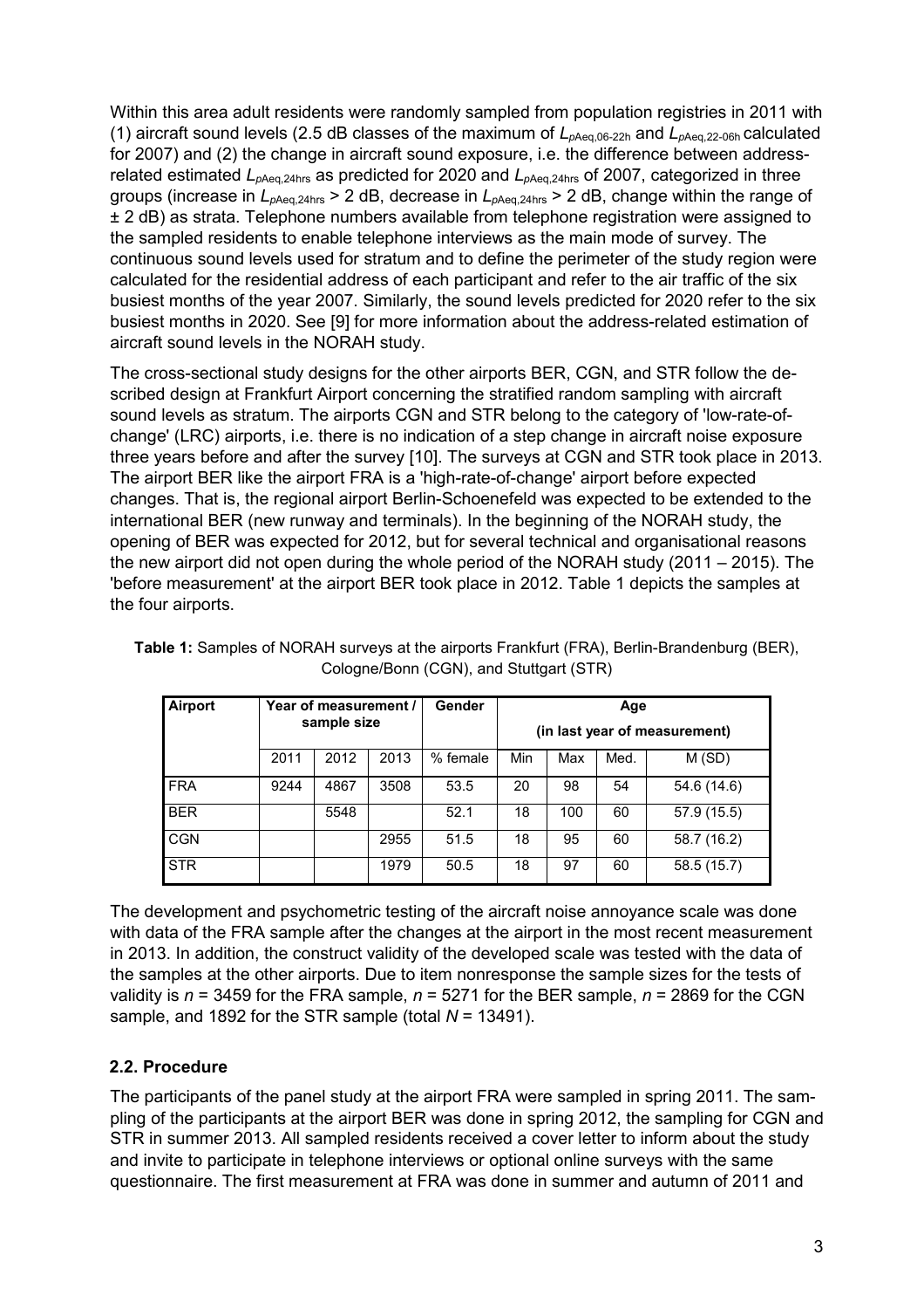Within this area adult residents were randomly sampled from population registries in 2011 with (1) aircraft sound levels (2.5 dB classes of the maximum of $L_{pAeq,06\text{-}22h}$ and $L_{pAeq,22\text{-}06h}$ calculated for 2007) and (2) the change in aircraft sound exposure, i.e. the difference between address-related estimated $L_{pAeq,24hrs}$ as predicted for 2020 and $L_{pAeq,24hrs}$ of 2007, categorized in three groups (increase in $L_{pAeq,24hrs}$ > 2 dB, decrease in $L_{pAeq,24hrs}$ > 2 dB, change within the range of ± 2 dB) as strata. Telephone numbers available from telephone registration were assigned to the sampled residents to enable telephone interviews as the main mode of survey. The continuous sound levels used for stratum and to define the perimeter of the study region were calculated for the residential address of each participant and refer to the air traffic of the six busiest months of the year 2007. Similarly, the sound levels predicted for 2020 refer to the six busiest months in 2020. See [9] for more information about the address-related estimation of aircraft sound levels in the NORAH study.

The cross-sectional study designs for the other airports BER, CGN, and STR follow the described design at Frankfurt Airport concerning the stratified random sampling with aircraft sound levels as stratum. The airports CGN and STR belong to the category of 'low-rate-of-change' (LRC) airports, i.e. there is no indication of a step change in aircraft noise exposure three years before and after the survey [10]. The surveys at CGN and STR took place in 2013. The airport BER like the airport FRA is a 'high-rate-of-change' airport before expected changes. That is, the regional airport Berlin-Schoenefeld was expected to be extended to the international BER (new runway and terminals). In the beginning of the NORAH study, the opening of BER was expected for 2012, but for several technical and organisational reasons the new airport did not open during the whole period of the NORAH study (2011 – 2015). The 'before measurement' at the airport BER took place in 2012. Table 1 depicts the samples at the four airports.

**Table 1:** Samples of NORAH surveys at the airports Frankfurt (FRA), Berlin-Brandenburg (BER), Cologne/Bonn (CGN), and Stuttgart (STR)

| Airport | Year of measurement / sample size | | | Gender | Age (in last year of measurement) | | | |
|---|---|---|---|---|---|---|---|---|
| | 2011 | 2012 | 2013 | % female | Min | Max | Med. | M (SD) |
| FRA | 9244 | 4867 | 3508 | 53.5 | 20 | 98 | 54 | 54.6 (14.6) |
| BER | | 5548 | | 52.1 | 18 | 100 | 60 | 57.9 (15.5) |
| CGN | | | 2955 | 51.5 | 18 | 95 | 60 | 58.7 (16.2) |
| STR | | | 1979 | 50.5 | 18 | 97 | 60 | 58.5 (15.7) |

The development and psychometric testing of the aircraft noise annoyance scale was done with data of the FRA sample after the changes at the airport in the most recent measurement in 2013. In addition, the construct validity of the developed scale was tested with the data of the samples at the other airports. Due to item nonresponse the sample sizes for the tests of validity is $n$ = 3459 for the FRA sample, $n$ = 5271 for the BER sample, $n$ = 2869 for the CGN sample, and 1892 for the STR sample (total $N$ = 13491).

## 2.2. Procedure

The participants of the panel study at the airport FRA were sampled in spring 2011. The sampling of the participants at the airport BER was done in spring 2012, the sampling for CGN and STR in summer 2013. All sampled residents received a cover letter to inform about the study and invite to participate in telephone interviews or optional online surveys with the same questionnaire. The first measurement at FRA was done in summer and autumn of 2011 and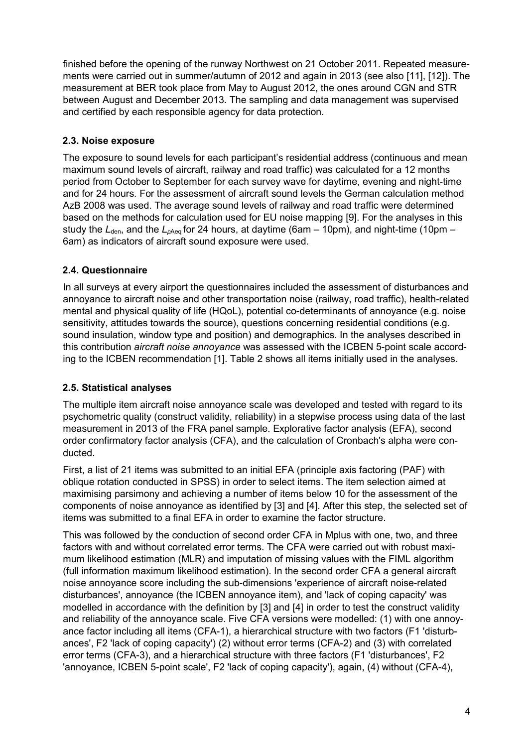finished before the opening of the runway Northwest on 21 October 2011. Repeated measurements were carried out in summer/autumn of 2012 and again in 2013 (see also [11], [12]). The measurement at BER took place from May to August 2012, the ones around CGN and STR between August and December 2013. The sampling and data management was supervised and certified by each responsible agency for data protection.

### 2.3. Noise exposure

The exposure to sound levels for each participant's residential address (continuous and mean maximum sound levels of aircraft, railway and road traffic) was calculated for a 12 months period from October to September for each survey wave for daytime, evening and night-time and for 24 hours. For the assessment of aircraft sound levels the German calculation method AzB 2008 was used. The average sound levels of railway and road traffic were determined based on the methods for calculation used for EU noise mapping [9]. For the analyses in this study the $L_{\mathrm{den}}$, and the $L_{p\mathrm{Aeq}}$ for 24 hours, at daytime (6am – 10pm), and night-time (10pm – 6am) as indicators of aircraft sound exposure were used.

### 2.4. Questionnaire

In all surveys at every airport the questionnaires included the assessment of disturbances and annoyance to aircraft noise and other transportation noise (railway, road traffic), health-related mental and physical quality of life (HQoL), potential co-determinants of annoyance (e.g. noise sensitivity, attitudes towards the source), questions concerning residential conditions (e.g. sound insulation, window type and position) and demographics. In the analyses described in this contribution *aircraft noise annoyance* was assessed with the ICBEN 5-point scale according to the ICBEN recommendation [1]. Table 2 shows all items initially used in the analyses.

### 2.5. Statistical analyses

The multiple item aircraft noise annoyance scale was developed and tested with regard to its psychometric quality (construct validity, reliability) in a stepwise process using data of the last measurement in 2013 of the FRA panel sample. Explorative factor analysis (EFA), second order confirmatory factor analysis (CFA), and the calculation of Cronbach's alpha were conducted.

First, a list of 21 items was submitted to an initial EFA (principle axis factoring (PAF) with oblique rotation conducted in SPSS) in order to select items. The item selection aimed at maximising parsimony and achieving a number of items below 10 for the assessment of the components of noise annoyance as identified by [3] and [4]. After this step, the selected set of items was submitted to a final EFA in order to examine the factor structure.

This was followed by the conduction of second order CFA in Mplus with one, two, and three factors with and without correlated error terms. The CFA were carried out with robust maximum likelihood estimation (MLR) and imputation of missing values with the FIML algorithm (full information maximum likelihood estimation). In the second order CFA a general aircraft noise annoyance score including the sub-dimensions 'experience of aircraft noise-related disturbances', annoyance (the ICBEN annoyance item), and 'lack of coping capacity' was modelled in accordance with the definition by [3] and [4] in order to test the construct validity and reliability of the annoyance scale. Five CFA versions were modelled: (1) with one annoyance factor including all items (CFA-1), a hierarchical structure with two factors (F1 'disturbances', F2 'lack of coping capacity') (2) without error terms (CFA-2) and (3) with correlated error terms (CFA-3), and a hierarchical structure with three factors (F1 'disturbances', F2 'annoyance, ICBEN 5-point scale', F2 'lack of coping capacity'), again, (4) without (CFA-4),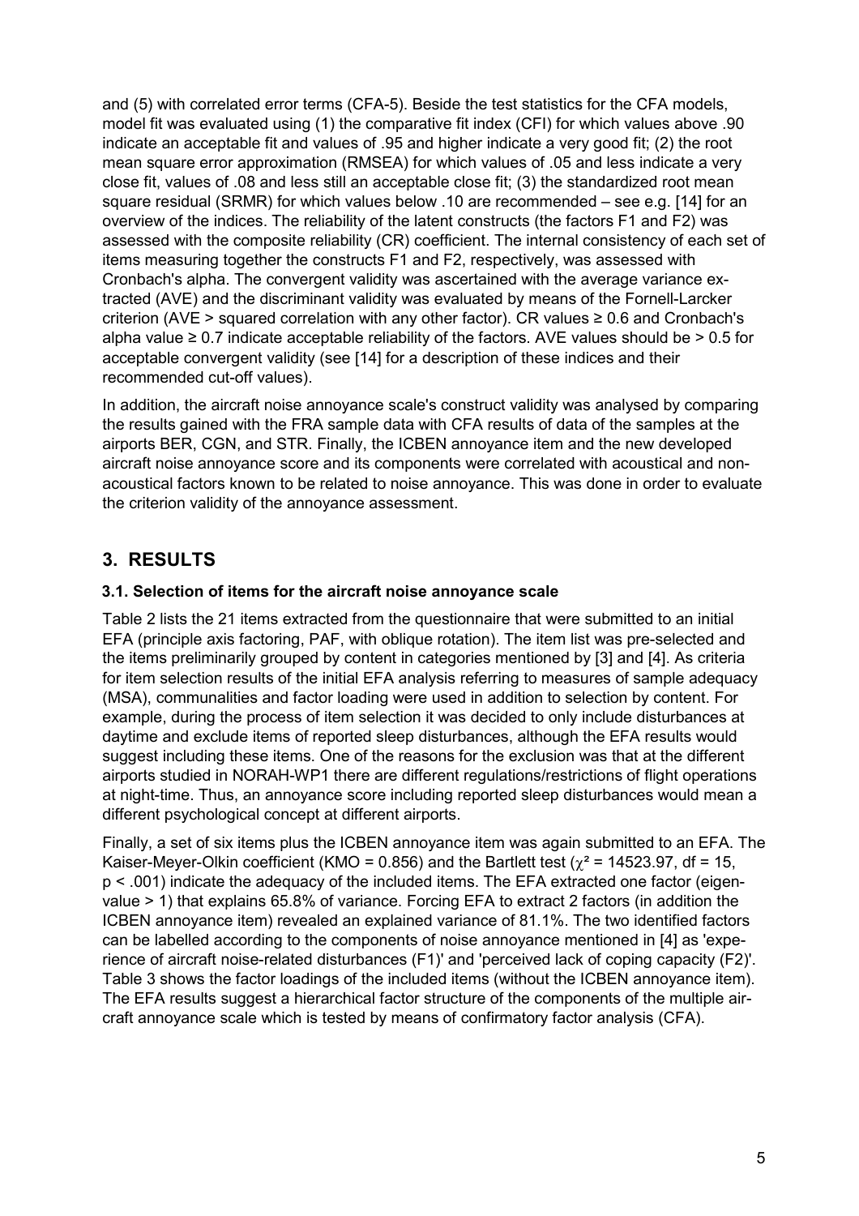and (5) with correlated error terms (CFA-5). Beside the test statistics for the CFA models, model fit was evaluated using (1) the comparative fit index (CFI) for which values above .90 indicate an acceptable fit and values of .95 and higher indicate a very good fit; (2) the root mean square error approximation (RMSEA) for which values of .05 and less indicate a very close fit, values of .08 and less still an acceptable close fit; (3) the standardized root mean square residual (SRMR) for which values below .10 are recommended – see e.g. [14] for an overview of the indices. The reliability of the latent constructs (the factors F1 and F2) was assessed with the composite reliability (CR) coefficient. The internal consistency of each set of items measuring together the constructs F1 and F2, respectively, was assessed with Cronbach's alpha. The convergent validity was ascertained with the average variance extracted (AVE) and the discriminant validity was evaluated by means of the Fornell-Larcker criterion (AVE > squared correlation with any other factor). CR values ≥ 0.6 and Cronbach's alpha value ≥ 0.7 indicate acceptable reliability of the factors. AVE values should be > 0.5 for acceptable convergent validity (see [14] for a description of these indices and their recommended cut-off values).

In addition, the aircraft noise annoyance scale's construct validity was analysed by comparing the results gained with the FRA sample data with CFA results of data of the samples at the airports BER, CGN, and STR. Finally, the ICBEN annoyance item and the new developed aircraft noise annoyance score and its components were correlated with acoustical and non-acoustical factors known to be related to noise annoyance. This was done in order to evaluate the criterion validity of the annoyance assessment.

## 3. RESULTS

### 3.1. Selection of items for the aircraft noise annoyance scale

Table 2 lists the 21 items extracted from the questionnaire that were submitted to an initial EFA (principle axis factoring, PAF, with oblique rotation). The item list was pre-selected and the items preliminarily grouped by content in categories mentioned by [3] and [4]. As criteria for item selection results of the initial EFA analysis referring to measures of sample adequacy (MSA), communalities and factor loading were used in addition to selection by content. For example, during the process of item selection it was decided to only include disturbances at daytime and exclude items of reported sleep disturbances, although the EFA results would suggest including these items. One of the reasons for the exclusion was that at the different airports studied in NORAH-WP1 there are different regulations/restrictions of flight operations at night-time. Thus, an annoyance score including reported sleep disturbances would mean a different psychological concept at different airports.

Finally, a set of six items plus the ICBEN annoyance item was again submitted to an EFA. The Kaiser-Meyer-Olkin coefficient (KMO = 0.856) and the Bartlett test ($\chi^2$ = 14523.97, df = 15, $p < .001$) indicate the adequacy of the included items. The EFA extracted one factor (eigenvalue > 1) that explains 65.8% of variance. Forcing EFA to extract 2 factors (in addition the ICBEN annoyance item) revealed an explained variance of 81.1%. The two identified factors can be labelled according to the components of noise annoyance mentioned in [4] as 'experience of aircraft noise-related disturbances (F1)' and 'perceived lack of coping capacity (F2)'. Table 3 shows the factor loadings of the included items (without the ICBEN annoyance item). The EFA results suggest a hierarchical factor structure of the components of the multiple aircraft annoyance scale which is tested by means of confirmatory factor analysis (CFA).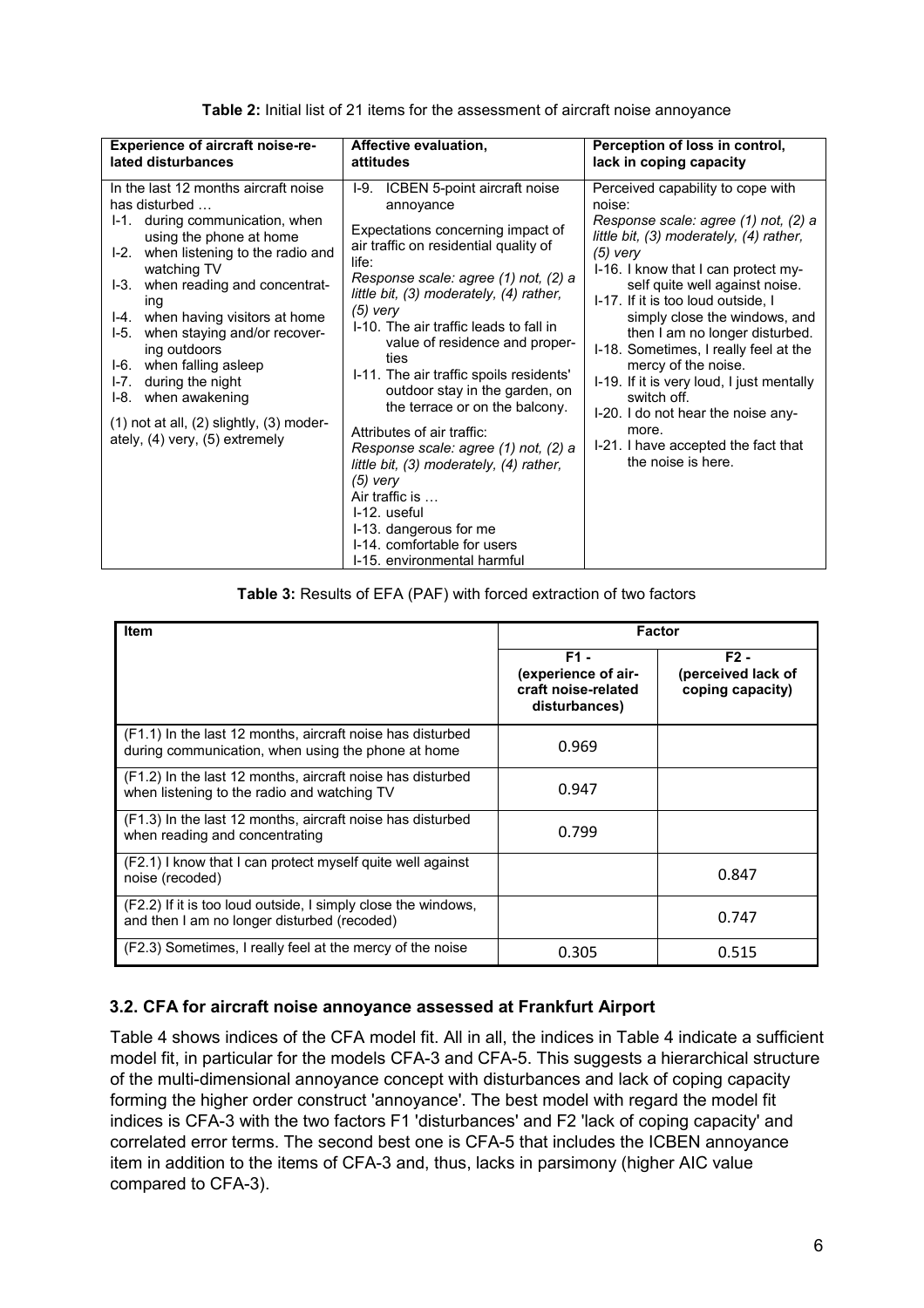**Table 2:** Initial list of 21 items for the assessment of aircraft noise annoyance

| Experience of aircraft noise-related disturbances | Affective evaluation, attitudes | Perception of loss in control, lack in coping capacity |
|---|---|---|
| In the last 12 months aircraft noise has disturbed …<br>I-1. during communication, when using the phone at home<br>I-2. when listening to the radio and watching TV<br>I-3. when reading and concentrating<br>I-4. when having visitors at home<br>I-5. when staying and/or recovering outdoors<br>I-6. when falling asleep<br>I-7. during the night<br>I-8. when awakening<br>(1) not at all, (2) slightly, (3) moderately, (4) very, (5) extremely | I-9. ICBEN 5-point aircraft noise annoyance<br>Expectations concerning impact of air traffic on residential quality of life:<br>*Response scale: agree (1) not, (2) a little bit, (3) moderately, (4) rather, (5) very*<br>I-10. The air traffic leads to fall in value of residence and properties<br>I-11. The air traffic spoils residents' outdoor stay in the garden, on the terrace or on the balcony.<br>Attributes of air traffic:<br>*Response scale: agree (1) not, (2) a little bit, (3) moderately, (4) rather, (5) very*<br>Air traffic is …<br>I-12. useful<br>I-13. dangerous for me<br>I-14. comfortable for users<br>I-15. environmental harmful | Perceived capability to cope with noise:<br>*Response scale: agree (1) not, (2) a little bit, (3) moderately, (4) rather, (5) very*<br>I-16. I know that I can protect myself quite well against noise.<br>I-17. If it is too loud outside, I simply close the windows, and then I am no longer disturbed.<br>I-18. Sometimes, I really feel at the mercy of the noise.<br>I-19. If it is very loud, I just mentally switch off.<br>I-20. I do not hear the noise anymore.<br>I-21. I have accepted the fact that the noise is here. |

**Table 3:** Results of EFA (PAF) with forced extraction of two factors

| Item | Factor | |
|---|---|---|
| | F1 - (experience of aircraft noise-related disturbances) | F2 - (perceived lack of coping capacity) |
| (F1.1) In the last 12 months, aircraft noise has disturbed during communication, when using the phone at home | 0.969 | |
| (F1.2) In the last 12 months, aircraft noise has disturbed when listening to the radio and watching TV | 0.947 | |
| (F1.3) In the last 12 months, aircraft noise has disturbed when reading and concentrating | 0.799 | |
| (F2.1) I know that I can protect myself quite well against noise (recoded) | | 0.847 |
| (F2.2) If it is too loud outside, I simply close the windows, and then I am no longer disturbed (recoded) | | 0.747 |
| (F2.3) Sometimes, I really feel at the mercy of the noise | 0.305 | 0.515 |

### 3.2. CFA for aircraft noise annoyance assessed at Frankfurt Airport

Table 4 shows indices of the CFA model fit. All in all, the indices in Table 4 indicate a sufficient model fit, in particular for the models CFA-3 and CFA-5. This suggests a hierarchical structure of the multi-dimensional annoyance concept with disturbances and lack of coping capacity forming the higher order construct 'annoyance'. The best model with regard the model fit indices is CFA-3 with the two factors F1 'disturbances' and F2 'lack of coping capacity' and correlated error terms. The second best one is CFA-5 that includes the ICBEN annoyance item in addition to the items of CFA-3 and, thus, lacks in parsimony (higher AIC value compared to CFA-3).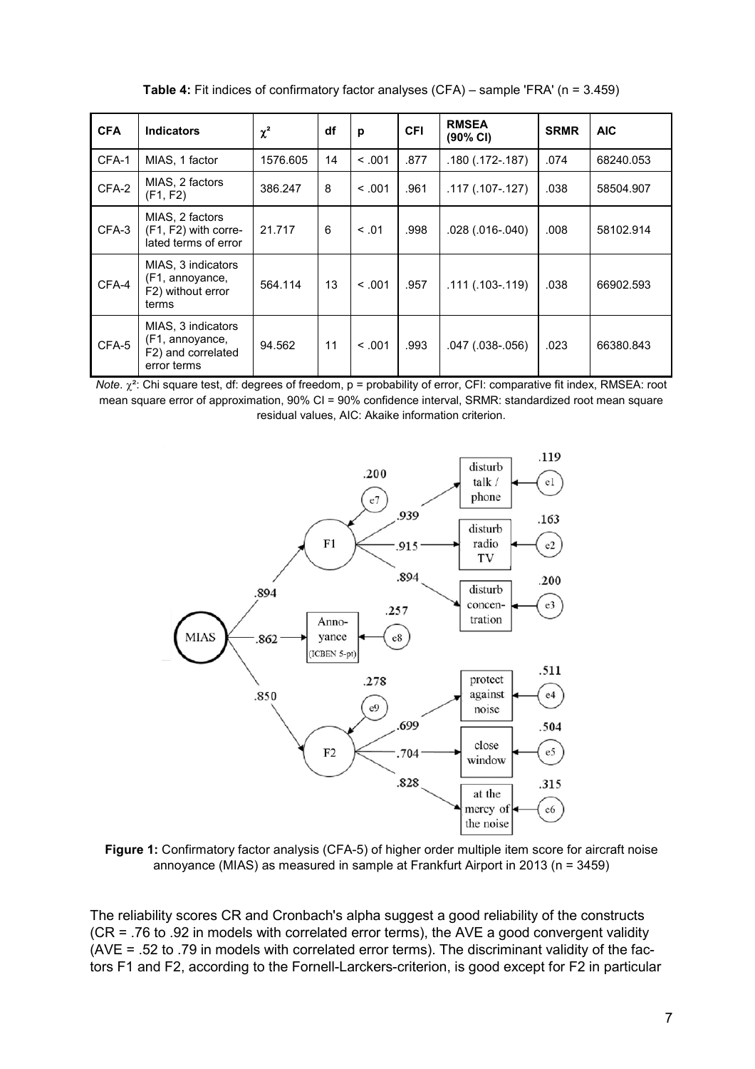**Table 4:** Fit indices of confirmatory factor analyses (CFA) – sample 'FRA' (n = 3.459)

| CFA | Indicators | $\chi^2$ | df | p | CFI | RMSEA (90% CI) | SRMR | AIC |
|---|---|---|---|---|---|---|---|---|
| CFA-1 | MIAS, 1 factor | 1576.605 | 14 | < .001 | .877 | .180 (.172-.187) | .074 | 68240.053 |
| CFA-2 | MIAS, 2 factors (F1, F2) | 386.247 | 8 | < .001 | .961 | .117 (.107-.127) | .038 | 58504.907 |
| CFA-3 | MIAS, 2 factors (F1, F2) with correlated terms of error | 21.717 | 6 | < .01 | .998 | .028 (.016-.040) | .008 | 58102.914 |
| CFA-4 | MIAS, 3 indicators (F1, annoyance, F2) without error terms | 564.114 | 13 | < .001 | .957 | .111 (.103-.119) | .038 | 66902.593 |
| CFA-5 | MIAS, 3 indicators (F1, annoyance, F2) and correlated error terms | 94.562 | 11 | < .001 | .993 | .047 (.038-.056) | .023 | 66380.843 |

*Note.* $\chi^2$: Chi square test, df: degrees of freedom, p = probability of error, CFI: comparative fit index, RMSEA: root mean square error of approximation, 90% CI = 90% confidence interval, SRMR: standardized root mean square residual values, AIC: Akaike information criterion.

**Figure 1:** Confirmatory factor analysis (CFA-5) of higher order multiple item score for aircraft noise annoyance (MIAS) as measured in sample at Frankfurt Airport in 2013 (n = 3459)

The reliability scores CR and Cronbach's alpha suggest a good reliability of the constructs (CR = .76 to .92 in models with correlated error terms), the AVE a good convergent validity (AVE = .52 to .79 in models with correlated error terms). The discriminant validity of the factors F1 and F2, according to the Fornell-Larckers-criterion, is good except for F2 in particular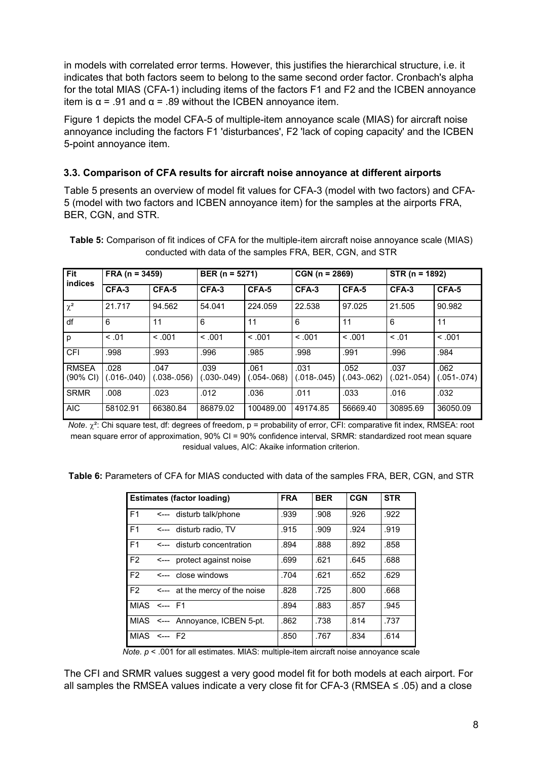in models with correlated error terms. However, this justifies the hierarchical structure, i.e. it indicates that both factors seem to belong to the same second order factor. Cronbach's alpha for the total MIAS (CFA-1) including items of the factors F1 and F2 and the ICBEN annoyance item is $\alpha$ = .91 and $\alpha$ = .89 without the ICBEN annoyance item.

Figure 1 depicts the model CFA-5 of multiple-item annoyance scale (MIAS) for aircraft noise annoyance including the factors F1 'disturbances', F2 'lack of coping capacity' and the ICBEN 5-point annoyance item.

### 3.3. Comparison of CFA results for aircraft noise annoyance at different airports

Table 5 presents an overview of model fit values for CFA-3 (model with two factors) and CFA-5 (model with two factors and ICBEN annoyance item) for the samples at the airports FRA, BER, CGN, and STR.

**Table 5:** Comparison of fit indices of CFA for the multiple-item aircraft noise annoyance scale (MIAS) conducted with data of the samples FRA, BER, CGN, and STR

| Fit indices | FRA (n = 3459) | | BER (n = 5271) | | CGN (n = 2869) | | STR (n = 1892) | |
|---|---|---|---|---|---|---|---|---|
| | CFA-3 | CFA-5 | CFA-3 | CFA-5 | CFA-3 | CFA-5 | CFA-3 | CFA-5 |
| $\chi^2$ | 21.717 | 94.562 | 54.041 | 224.059 | 22.538 | 97.025 | 21.505 | 90.982 |
| df | 6 | 11 | 6 | 11 | 6 | 11 | 6 | 11 |
| p | < .01 | < .001 | < .001 | < .001 | < .001 | < .001 | < .01 | < .001 |
| CFI | .998 | .993 | .996 | .985 | .998 | .991 | .996 | .984 |
| RMSEA (90% CI) | .028 (.016-.040) | .047 (.038-.056) | .039 (.030-.049) | .061 (.054-.068) | .031 (.018-.045) | .052 (.043-.062) | .037 (.021-.054) | .062 (.051-.074) |
| SRMR | .008 | .023 | .012 | .036 | .011 | .033 | .016 | .032 |
| AIC | 58102.91 | 66380.84 | 86879.02 | 100489.00 | 49174.85 | 56669.40 | 30895.69 | 36050.09 |

*Note*. $\chi^2$: Chi square test, df: degrees of freedom, p = probability of error, CFI: comparative fit index, RMSEA: root mean square error of approximation, 90% CI = 90% confidence interval, SRMR: standardized root mean square residual values, AIC: Akaike information criterion.

**Table 6:** Parameters of CFA for MIAS conducted with data of the samples FRA, BER, CGN, and STR

| Estimates (factor loading) | FRA | BER | CGN | STR |
|---|---|---|---|---|
| F1 <--- disturb talk/phone | .939 | .908 | .926 | .922 |
| F1 <--- disturb radio, TV | .915 | .909 | .924 | .919 |
| F1 <--- disturb concentration | .894 | .888 | .892 | .858 |
| F2 <--- protect against noise | .699 | .621 | .645 | .688 |
| F2 <--- close windows | .704 | .621 | .652 | .629 |
| F2 <--- at the mercy of the noise | .828 | .725 | .800 | .668 |
| MIAS <--- F1 | .894 | .883 | .857 | .945 |
| MIAS <--- Annoyance, ICBEN 5-pt. | .862 | .738 | .814 | .737 |
| MIAS <--- F2 | .850 | .767 | .834 | .614 |

*Note.* $p$ < .001 for all estimates. MIAS: multiple-item aircraft noise annoyance scale

The CFI and SRMR values suggest a very good model fit for both models at each airport. For all samples the RMSEA values indicate a very close fit for CFA-3 (RMSEA ≤ .05) and a close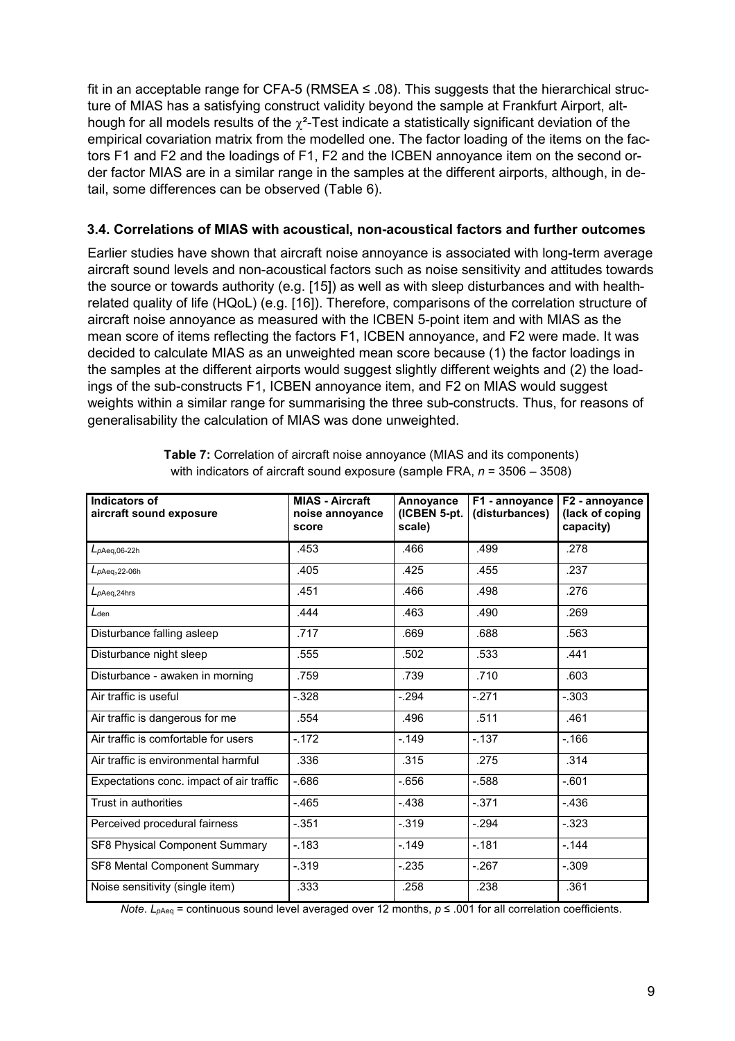fit in an acceptable range for CFA-5 (RMSEA ≤ .08). This suggests that the hierarchical structure of MIAS has a satisfying construct validity beyond the sample at Frankfurt Airport, although for all models results of the $\chi^2$-Test indicate a statistically significant deviation of the empirical covariation matrix from the modelled one. The factor loading of the items on the factors F1 and F2 and the loadings of F1, F2 and the ICBEN annoyance item on the second order factor MIAS are in a similar range in the samples at the different airports, although, in detail, some differences can be observed (Table 6).

### 3.4. Correlations of MIAS with acoustical, non-acoustical factors and further outcomes

Earlier studies have shown that aircraft noise annoyance is associated with long-term average aircraft sound levels and non-acoustical factors such as noise sensitivity and attitudes towards the source or towards authority (e.g. [15]) as well as with sleep disturbances and with health-related quality of life (HQoL) (e.g. [16]). Therefore, comparisons of the correlation structure of aircraft noise annoyance as measured with the ICBEN 5-point item and with MIAS as the mean score of items reflecting the factors F1, ICBEN annoyance, and F2 were made. It was decided to calculate MIAS as an unweighted mean score because (1) the factor loadings in the samples at the different airports would suggest slightly different weights and (2) the loadings of the sub-constructs F1, ICBEN annoyance item, and F2 on MIAS would suggest weights within a similar range for summarising the three sub-constructs. Thus, for reasons of generalisability the calculation of MIAS was done unweighted.

**Table 7:** Correlation of aircraft noise annoyance (MIAS and its components) with indicators of aircraft sound exposure (sample FRA, *n* = 3506 – 3508)

| Indicators of aircraft sound exposure | MIAS - Aircraft noise annoyance score | Annoyance (ICBEN 5-pt. scale) | F1 - annoyance (disturbances) | F2 - annoyance (lack of coping capacity) |
|---|---|---|---|---|
| $L_{pAeq,06\text{-}22h}$ | .453 | .466 | .499 | .278 |
| $L_{pAeq,22\text{-}06h}$ | .405 | .425 | .455 | .237 |
| $L_{pAeq,24hrs}$ | .451 | .466 | .498 | .276 |
| $L_{den}$ | .444 | .463 | .490 | .269 |
| Disturbance falling asleep | .717 | .669 | .688 | .563 |
| Disturbance night sleep | .555 | .502 | .533 | .441 |
| Disturbance - awaken in morning | .759 | .739 | .710 | .603 |
| Air traffic is useful | -.328 | -.294 | -.271 | -.303 |
| Air traffic is dangerous for me | .554 | .496 | .511 | .461 |
| Air traffic is comfortable for users | -.172 | -.149 | -.137 | -.166 |
| Air traffic is environmental harmful | .336 | .315 | .275 | .314 |
| Expectations conc. impact of air traffic | -.686 | -.656 | -.588 | -.601 |
| Trust in authorities | -.465 | -.438 | -.371 | -.436 |
| Perceived procedural fairness | -.351 | -.319 | -.294 | -.323 |
| SF8 Physical Component Summary | -.183 | -.149 | -.181 | -.144 |
| SF8 Mental Component Summary | -.319 | -.235 | -.267 | -.309 |
| Noise sensitivity (single item) | .333 | .258 | .238 | .361 |

*Note*. $L_{pAeq}$ = continuous sound level averaged over 12 months, $p \leq .001$ for all correlation coefficients.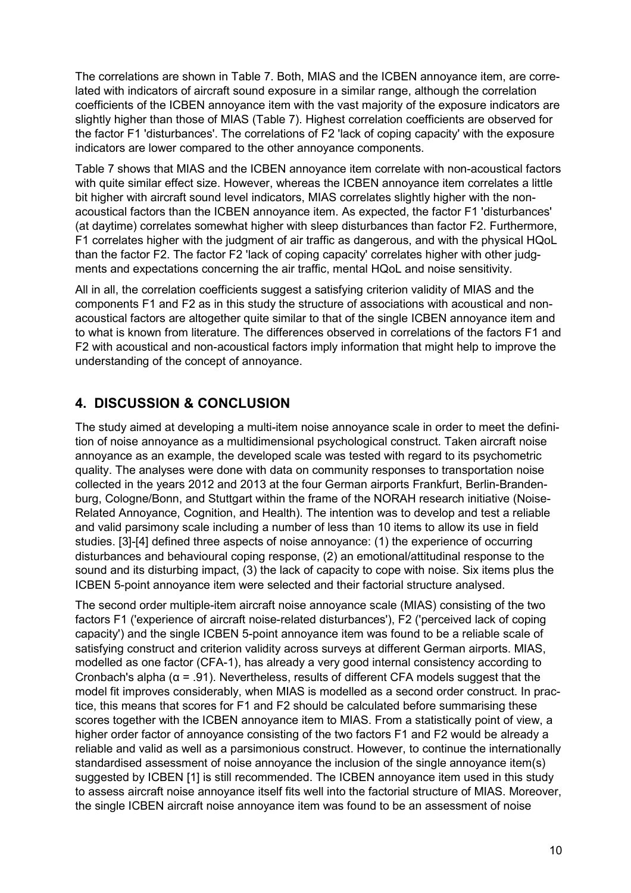The correlations are shown in Table 7. Both, MIAS and the ICBEN annoyance item, are correlated with indicators of aircraft sound exposure in a similar range, although the correlation coefficients of the ICBEN annoyance item with the vast majority of the exposure indicators are slightly higher than those of MIAS (Table 7). Highest correlation coefficients are observed for the factor F1 'disturbances'. The correlations of F2 'lack of coping capacity' with the exposure indicators are lower compared to the other annoyance components.

Table 7 shows that MIAS and the ICBEN annoyance item correlate with non-acoustical factors with quite similar effect size. However, whereas the ICBEN annoyance item correlates a little bit higher with aircraft sound level indicators, MIAS correlates slightly higher with the non-acoustical factors than the ICBEN annoyance item. As expected, the factor F1 'disturbances' (at daytime) correlates somewhat higher with sleep disturbances than factor F2. Furthermore, F1 correlates higher with the judgment of air traffic as dangerous, and with the physical HQoL than the factor F2. The factor F2 'lack of coping capacity' correlates higher with other judgments and expectations concerning the air traffic, mental HQoL and noise sensitivity.

All in all, the correlation coefficients suggest a satisfying criterion validity of MIAS and the components F1 and F2 as in this study the structure of associations with acoustical and non-acoustical factors are altogether quite similar to that of the single ICBEN annoyance item and to what is known from literature. The differences observed in correlations of the factors F1 and F2 with acoustical and non-acoustical factors imply information that might help to improve the understanding of the concept of annoyance.

## 4. DISCUSSION & CONCLUSION

The study aimed at developing a multi-item noise annoyance scale in order to meet the definition of noise annoyance as a multidimensional psychological construct. Taken aircraft noise annoyance as an example, the developed scale was tested with regard to its psychometric quality. The analyses were done with data on community responses to transportation noise collected in the years 2012 and 2013 at the four German airports Frankfurt, Berlin-Brandenburg, Cologne/Bonn, and Stuttgart within the frame of the NORAH research initiative (Noise-Related Annoyance, Cognition, and Health). The intention was to develop and test a reliable and valid parsimony scale including a number of less than 10 items to allow its use in field studies. [3]-[4] defined three aspects of noise annoyance: (1) the experience of occurring disturbances and behavioural coping response, (2) an emotional/attitudinal response to the sound and its disturbing impact, (3) the lack of capacity to cope with noise. Six items plus the ICBEN 5-point annoyance item were selected and their factorial structure analysed.

The second order multiple-item aircraft noise annoyance scale (MIAS) consisting of the two factors F1 ('experience of aircraft noise-related disturbances'), F2 ('perceived lack of coping capacity') and the single ICBEN 5-point annoyance item was found to be a reliable scale of satisfying construct and criterion validity across surveys at different German airports. MIAS, modelled as one factor (CFA-1), has already a very good internal consistency according to Cronbach's alpha ($\alpha = .91$). Nevertheless, results of different CFA models suggest that the model fit improves considerably, when MIAS is modelled as a second order construct. In practice, this means that scores for F1 and F2 should be calculated before summarising these scores together with the ICBEN annoyance item to MIAS. From a statistically point of view, a higher order factor of annoyance consisting of the two factors F1 and F2 would be already a reliable and valid as well as a parsimonious construct. However, to continue the internationally standardised assessment of noise annoyance the inclusion of the single annoyance item(s) suggested by ICBEN [1] is still recommended. The ICBEN annoyance item used in this study to assess aircraft noise annoyance itself fits well into the factorial structure of MIAS. Moreover, the single ICBEN aircraft noise annoyance item was found to be an assessment of noise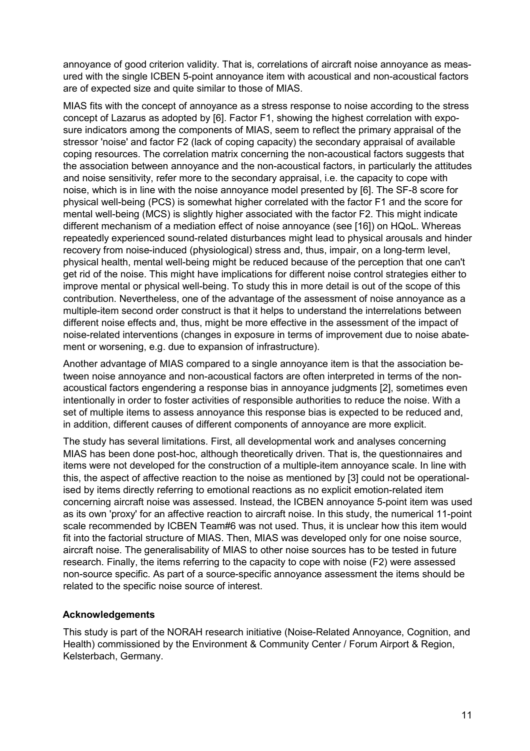annoyance of good criterion validity. That is, correlations of aircraft noise annoyance as measured with the single ICBEN 5-point annoyance item with acoustical and non-acoustical factors are of expected size and quite similar to those of MIAS.

MIAS fits with the concept of annoyance as a stress response to noise according to the stress concept of Lazarus as adopted by [6]. Factor F1, showing the highest correlation with exposure indicators among the components of MIAS, seem to reflect the primary appraisal of the stressor 'noise' and factor F2 (lack of coping capacity) the secondary appraisal of available coping resources. The correlation matrix concerning the non-acoustical factors suggests that the association between annoyance and the non-acoustical factors, in particular the attitudes and noise sensitivity, refer more to the secondary appraisal, i.e. the capacity to cope with noise, which is in line with the noise annoyance model presented by [6]. The SF-8 score for physical well-being (PCS) is somewhat higher correlated with the factor F1 and the score for mental well-being (MCS) is slightly higher associated with the factor F2. This might indicate different mechanism of a mediation effect of noise annoyance (see [16]) on HQoL. Whereas repeatedly experienced sound-related disturbances might lead to physical arousals and hinder recovery from noise-induced (physiological) stress and, thus, impair, on a long-term level, physical health, mental well-being might be reduced because of the perception that one can't get rid of the noise. This might have implications for different noise control strategies either to improve mental or physical well-being. To study this in more detail is out of the scope of this contribution. Nevertheless, one of the advantage of the assessment of noise annoyance as a multiple-item second order construct is that it helps to understand the interrelations between different noise effects and, thus, might be more effective in the assessment of the impact of noise-related interventions (changes in exposure in terms of improvement due to noise abatement or worsening, e.g. due to expansion of infrastructure).

Another advantage of MIAS compared to a single annoyance item is that the association between noise annoyance and non-acoustical factors are often interpreted in terms of the non-acoustical factors engendering a response bias in annoyance judgments [2], sometimes even intentionally in order to foster activities of responsible authorities to reduce the noise. With a set of multiple items to assess annoyance this response bias is expected to be reduced and, in addition, different causes of different components of annoyance are more explicit.

The study has several limitations. First, all developmental work and analyses concerning MIAS has been done post-hoc, although theoretically driven. That is, the questionnaires and items were not developed for the construction of a multiple-item annoyance scale. In line with this, the aspect of affective reaction to the noise as mentioned by [3] could not be operationalised by items directly referring to emotional reactions as no explicit emotion-related item concerning aircraft noise was assessed. Instead, the ICBEN annoyance 5-point item was used as its own 'proxy' for an affective reaction to aircraft noise. In this study, the numerical 11-point scale recommended by ICBEN Team#6 was not used. Thus, it is unclear how this item would fit into the factorial structure of MIAS. Then, MIAS was developed only for one noise source, aircraft noise. The generalisability of MIAS to other noise sources has to be tested in future research. Finally, the items referring to the capacity to cope with noise (F2) were assessed non-source specific. As part of a source-specific annoyance assessment the items should be related to the specific noise source of interest.

## Acknowledgements

This study is part of the NORAH research initiative (Noise-Related Annoyance, Cognition, and Health) commissioned by the Environment & Community Center / Forum Airport & Region, Kelsterbach, Germany.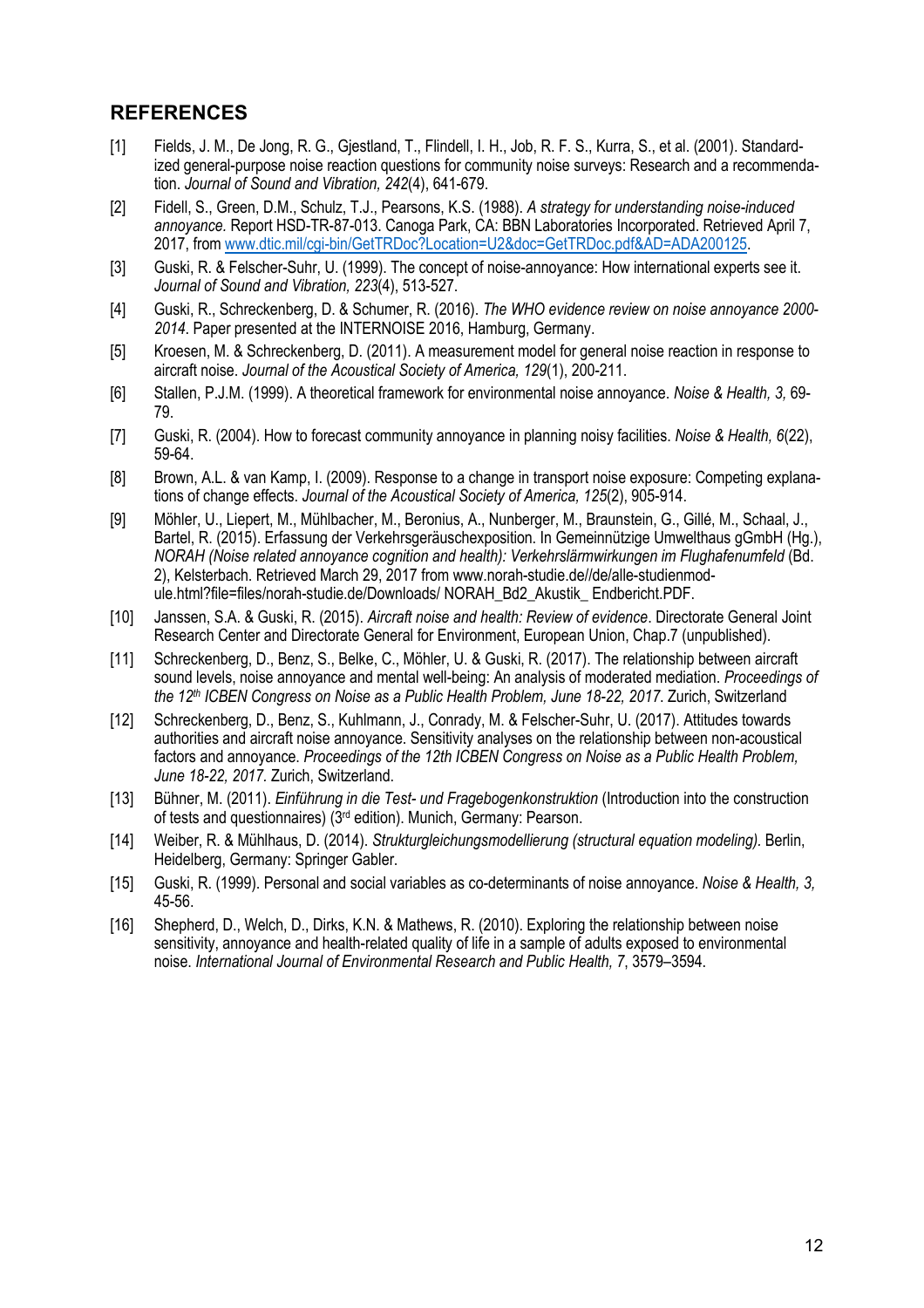## REFERENCES

[1] Fields, J. M., De Jong, R. G., Gjestland, T., Flindell, I. H., Job, R. F. S., Kurra, S., et al. (2001). Standardized general-purpose noise reaction questions for community noise surveys: Research and a recommendation. *Journal of Sound and Vibration, 242*(4), 641-679.

[2] Fidell, S., Green, D.M., Schulz, T.J., Pearsons, K.S. (1988). *A strategy for understanding noise-induced annoyance.* Report HSD-TR-87-013. Canoga Park, CA: BBN Laboratories Incorporated. Retrieved April 7, 2017, from www.dtic.mil/cgi-bin/GetTRDoc?Location=U2&doc=GetTRDoc.pdf&AD=ADA200125.

[3] Guski, R. & Felscher-Suhr, U. (1999). The concept of noise-annoyance: How international experts see it. *Journal of Sound and Vibration, 223*(4), 513-527.

[4] Guski, R., Schreckenberg, D. & Schumer, R. (2016). *The WHO evidence review on noise annoyance 2000-2014*. Paper presented at the INTERNOISE 2016, Hamburg, Germany.

[5] Kroesen, M. & Schreckenberg, D. (2011). A measurement model for general noise reaction in response to aircraft noise. *Journal of the Acoustical Society of America, 129*(1), 200-211.

[6] Stallen, P.J.M. (1999). A theoretical framework for environmental noise annoyance. *Noise & Health, 3,* 69-79.

[7] Guski, R. (2004). How to forecast community annoyance in planning noisy facilities. *Noise & Health, 6*(22), 59-64.

[8] Brown, A.L. & van Kamp, I. (2009). Response to a change in transport noise exposure: Competing explanations of change effects. *Journal of the Acoustical Society of America, 125*(2), 905-914.

[9] Möhler, U., Liepert, M., Mühlbacher, M., Beronius, A., Nunberger, M., Braunstein, G., Gillé, M., Schaal, J., Bartel, R. (2015). Erfassung der Verkehrsgeräuschexposition. In Gemeinnützige Umwelthaus gGmbH (Hg.), *NORAH (Noise related annoyance cognition and health): Verkehrslärmwirkungen im Flughafenumfeld* (Bd. 2), Kelsterbach. Retrieved March 29, 2017 from www.norah-studie.de//de/alle-studienmodule.html?file=files/norah-studie.de/Downloads/ NORAH_Bd2_Akustik_ Endbericht.PDF.

[10] Janssen, S.A. & Guski, R. (2015). *Aircraft noise and health: Review of evidence*. Directorate General Joint Research Center and Directorate General for Environment, European Union, Chap.7 (unpublished).

[11] Schreckenberg, D., Benz, S., Belke, C., Möhler, U. & Guski, R. (2017). The relationship between aircraft sound levels, noise annoyance and mental well-being: An analysis of moderated mediation. *Proceedings of the 12th ICBEN Congress on Noise as a Public Health Problem, June 18-22, 2017*. Zurich, Switzerland

[12] Schreckenberg, D., Benz, S., Kuhlmann, J., Conrady, M. & Felscher-Suhr, U. (2017). Attitudes towards authorities and aircraft noise annoyance. Sensitivity analyses on the relationship between non-acoustical factors and annoyance. *Proceedings of the 12th ICBEN Congress on Noise as a Public Health Problem, June 18-22, 2017.* Zurich, Switzerland.

[13] Bühner, M. (2011). *Einführung in die Test- und Fragebogenkonstruktion* (Introduction into the construction of tests and questionnaires) (3rd edition). Munich, Germany: Pearson.

[14] Weiber, R. & Mühlhaus, D. (2014). *Strukturgleichungsmodellierung (structural equation modeling).* Berlin, Heidelberg, Germany: Springer Gabler.

[15] Guski, R. (1999). Personal and social variables as co-determinants of noise annoyance. *Noise & Health, 3,* 45-56.

[16] Shepherd, D., Welch, D., Dirks, K.N. & Mathews, R. (2010). Exploring the relationship between noise sensitivity, annoyance and health-related quality of life in a sample of adults exposed to environmental noise. *International Journal of Environmental Research and Public Health, 7*, 3579–3594.